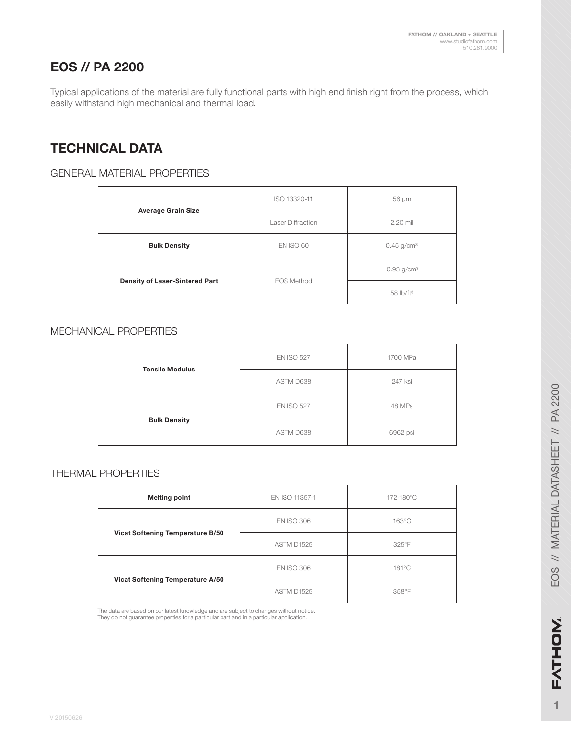# EOS // PA 2200

Typical applications of the material are fully functional parts with high end finish right from the process, which easily withstand high mechanical and thermal load.

## TECHNICAL DATA

### GENERAL MATERIAL PROPERTIES

| | | |
|---|---|---|
| **Average Grain Size** | ISO 13320-11 | 56 µm |
| | Laser Diffraction | 2.20 mil |
| **Bulk Density** | EN ISO 60 | 0.45 g/cm³ |
| **Density of Laser-Sintered Part** | EOS Method | 0.93 g/cm³ |
| | | 58 lb/ft³ |

### MECHANICAL PROPERTIES

| | | |
|---|---|---|
| **Tensile Modulus** | EN ISO 527 | 1700 MPa |
| | ASTM D638 | 247 ksi |
| **Bulk Density** | EN ISO 527 | 48 MPa |
| | ASTM D638 | 6962 psi |

### THERMAL PROPERTIES

| | | |
|---|---|---|
| **Melting point** | EN ISO 11357-1 | 172-180°C |
| **Vicat Softening Temperature B/50** | EN ISO 306 | 163°C |
| | ASTM D1525 | 325°F |
| **Vicat Softening Temperature A/50** | EN ISO 306 | 181°C |
| | ASTM D1525 | 358°F |

The data are based on our latest knowledge and are subject to changes without notice.
They do not guarantee properties for a particular part and in a particular application.

V 20150626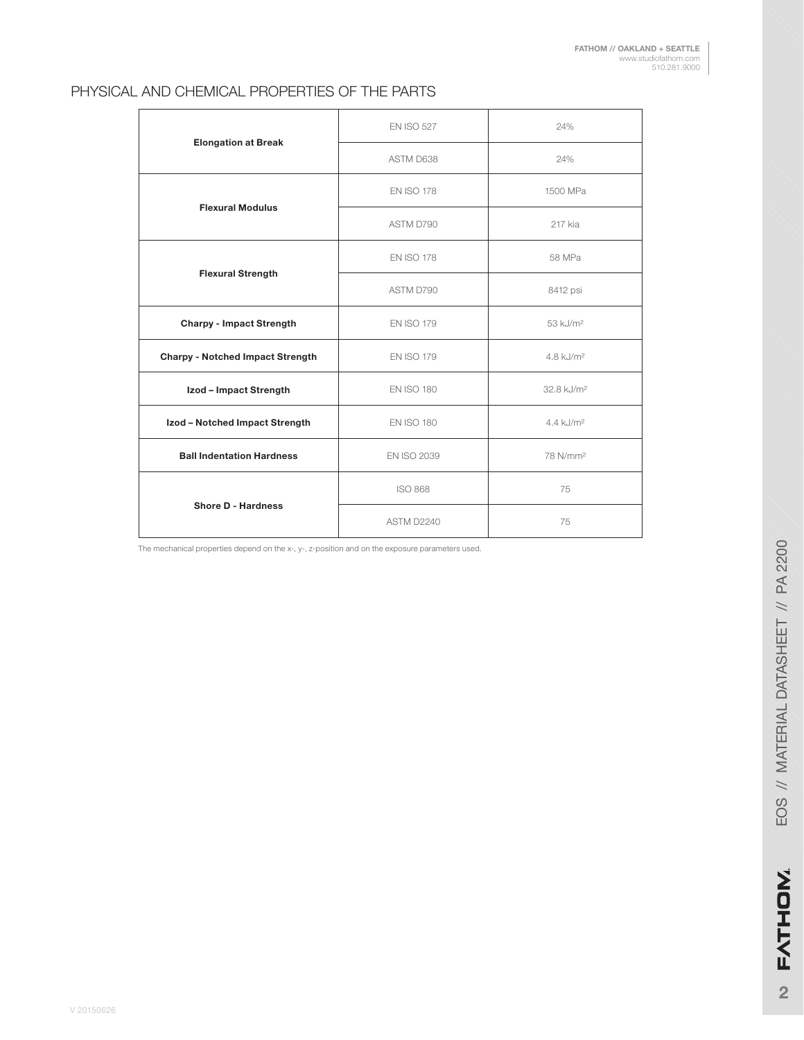## PHYSICAL AND CHEMICAL PROPERTIES OF THE PARTS

| | | |
|---|---|---|
| **Elongation at Break** | EN ISO 527 | 24% |
| | ASTM D638 | 24% |
| **Flexural Modulus** | EN ISO 178 | 1500 MPa |
| | ASTM D790 | 217 kia |
| **Flexural Strength** | EN ISO 178 | 58 MPa |
| | ASTM D790 | 8412 psi |
| **Charpy - Impact Strength** | EN ISO 179 | 53 $kJ/m^2$ |
| **Charpy - Notched Impact Strength** | EN ISO 179 | 4.8 $kJ/m^2$ |
| **Izod – Impact Strength** | EN ISO 180 | 32.8 $kJ/m^2$ |
| **Izod – Notched Impact Strength** | EN ISO 180 | 4.4 $kJ/m^2$ |
| **Ball Indentation Hardness** | EN ISO 2039 | 78 $N/mm^2$ |
| **Shore D - Hardness** | ISO 868 | 75 |
| | ASTM D2240 | 75 |

The mechanical properties depend on the x-, y-, z-position and on the exposure parameters used.

V 20150626